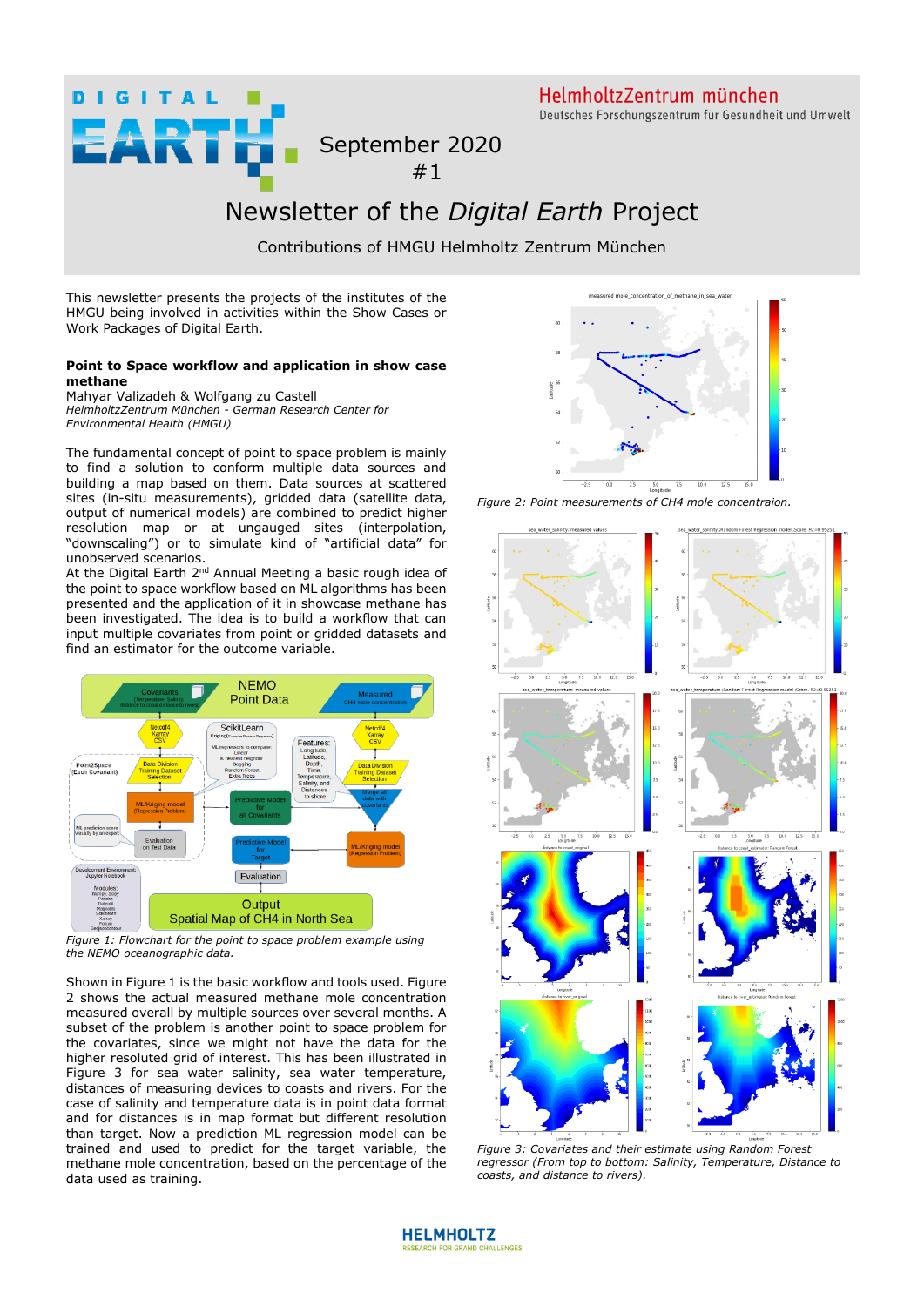# Newsletter of the *Digital Earth* Project

September 2020
#1

Contributions of HMGU Helmholtz Zentrum München

This newsletter presents the projects of the institutes of the HMGU being involved in activities within the Show Cases or Work Packages of Digital Earth.

## Point to Space workflow and application in show case methane

Mahyar Valizadeh & Wolfgang zu Castell
*HelmholtzZentrum München - German Research Center for Environmental Health (HMGU)*

The fundamental concept of point to space problem is mainly to find a solution to conform multiple data sources and building a map based on them. Data sources at scattered sites (in-situ measurements), gridded data (satellite data, output of numerical models) are combined to predict higher resolution map or at ungauged sites (interpolation, "downscaling") or to simulate kind of "artificial data" for unobserved scenarios.

At the Digital Earth 2nd Annual Meeting a basic rough idea of the point to space workflow based on ML algorithms has been presented and the application of it in showcase methane has been investigated. The idea is to build a workflow that can input multiple covariates from point or gridded datasets and find an estimator for the outcome variable.

*Figure 1: Flowchart for the point to space problem example using the NEMO oceanographic data.*

Shown in Figure 1 is the basic workflow and tools used. Figure 2 shows the actual measured methane mole concentration measured overall by multiple sources over several months. A subset of the problem is another point to space problem for the covariates, since we might not have the data for the higher resoluted grid of interest. This has been illustrated in Figure 3 for sea water salinity, sea water temperature, distances of measuring devices to coasts and rivers. For the case of salinity and temperature data is in point data format and for distances is in map format but different resolution than target. Now a prediction ML regression model can be trained and used to predict for the target variable, the methane mole concentration, based on the percentage of the data used as training.

*Figure 2: Point measurements of CH4 mole concentraion.*

*Figure 3: Covariates and their estimate using Random Forest regressor (From top to bottom: Salinity, Temperature, Distance to coasts, and distance to rivers).*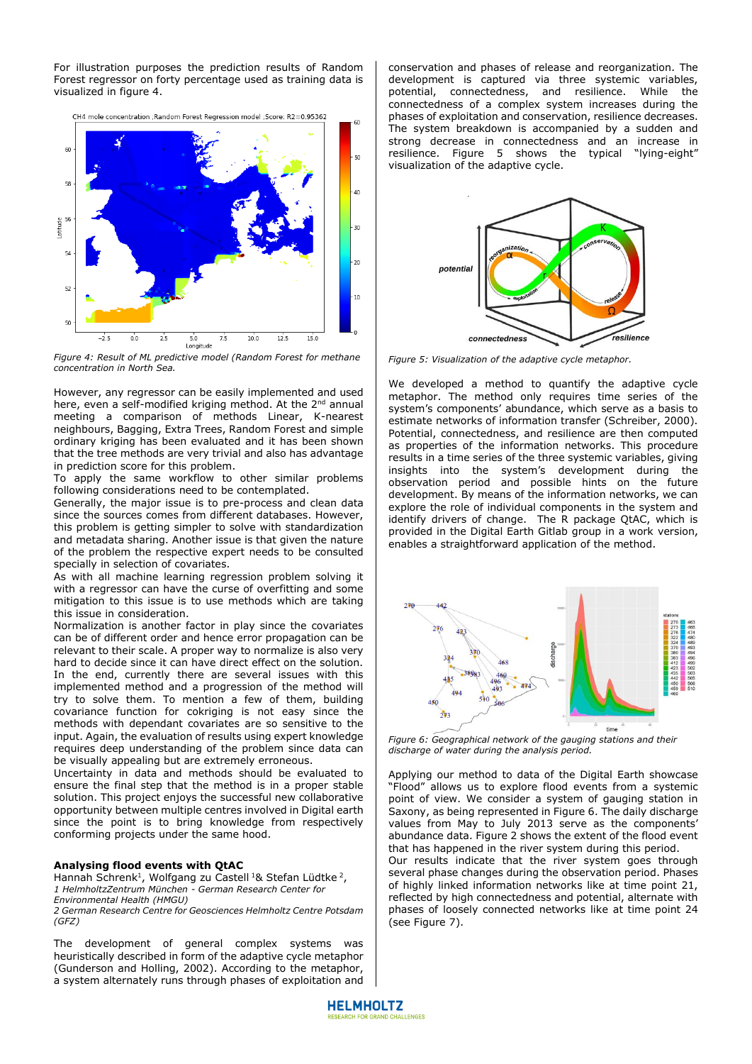For illustration purposes the prediction results of Random Forest regressor on forty percentage used as training data is visualized in figure 4.

*Figure 4: Result of ML predictive model (Random Forest for methane concentration in North Sea.*

However, any regressor can be easily implemented and used here, even a self-modified kriging method. At the 2nd annual meeting a comparison of methods Linear, K-nearest neighbours, Bagging, Extra Trees, Random Forest and simple ordinary kriging has been evaluated and it has been shown that the tree methods are very trivial and also has advantage in prediction score for this problem.

To apply the same workflow to other similar problems following considerations need to be contemplated.

Generally, the major issue is to pre-process and clean data since the sources comes from different databases. However, this problem is getting simpler to solve with standardization and metadata sharing. Another issue is that given the nature of the problem the respective expert needs to be consulted specially in selection of covariates.

As with all machine learning regression problem solving it with a regressor can have the curse of overfitting and some mitigation to this issue is to use methods which are taking this issue in consideration.

Normalization is another factor in play since the covariates can be of different order and hence error propagation can be relevant to their scale. A proper way to normalize is also very hard to decide since it can have direct effect on the solution. In the end, currently there are several issues with this implemented method and a progression of the method will try to solve them. To mention a few of them, building covariance function for cokriging is not easy since the methods with dependant covariates are so sensitive to the input. Again, the evaluation of results using expert knowledge requires deep understanding of the problem since data can be visually appealing but are extremely erroneous.

Uncertainty in data and methods should be evaluated to ensure the final step that the method is in a proper stable solution. This project enjoys the successful new collaborative opportunity between multiple centres involved in Digital earth since the point is to bring knowledge from respectively conforming projects under the same hood.

### Analysing flood events with QtAC

Hannah Schrenk[1], Wolfgang zu Castell [1]& Stefan Lüdtke [2],

*1 HelmholtzZentrum München - German Research Center for Environmental Health (HMGU)*

*2 German Research Centre for Geosciences Helmholtz Centre Potsdam (GFZ)*

The development of general complex systems was heuristically described in form of the adaptive cycle metaphor (Gunderson and Holling, 2002). According to the metaphor, a system alternately runs through phases of exploitation and conservation and phases of release and reorganization. The development is captured via three systemic variables, potential, connectedness, and resilience. While the connectedness of a complex system increases during the phases of exploitation and conservation, resilience decreases. The system breakdown is accompanied by a sudden and strong decrease in connectedness and an increase in resilience. Figure 5 shows the typical "lying-eight" visualization of the adaptive cycle.

*Figure 5: Visualization of the adaptive cycle metaphor.*

We developed a method to quantify the adaptive cycle metaphor. The method only requires time series of the system's components' abundance, which serve as a basis to estimate networks of information transfer (Schreiber, 2000). Potential, connectedness, and resilience are then computed as properties of the information networks. This procedure results in a time series of the three systemic variables, giving insights into the system's development during the observation period and possible hints on the future development. By means of the information networks, we can explore the role of individual components in the system and identify drivers of change. The R package QtAC, which is provided in the Digital Earth Gitlab group in a work version, enables a straightforward application of the method.

*Figure 6: Geographical network of the gauging stations and their discharge of water during the analysis period.*

Applying our method to data of the Digital Earth showcase "Flood" allows us to explore flood events from a systemic point of view. We consider a system of gauging station in Saxony, as being represented in Figure 6. The daily discharge values from May to July 2013 serve as the components' abundance data. Figure 2 shows the extent of the flood event that has happened in the river system during this period.

Our results indicate that the river system goes through several phase changes during the observation period. Phases of highly linked information networks like at time point 21, reflected by high connectedness and potential, alternate with phases of loosely connected networks like at time point 24 (see Figure 7).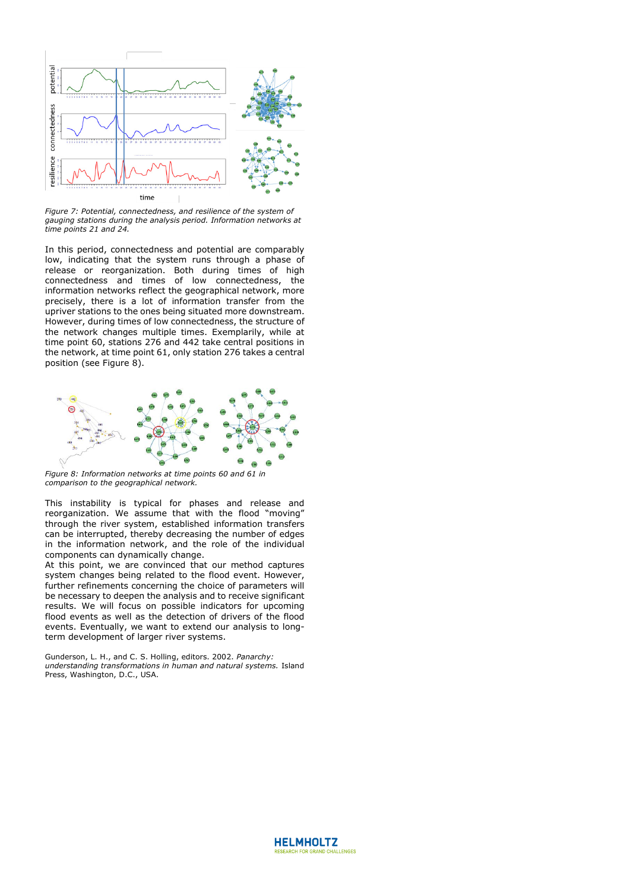potential

connectedness

resilience

time

*Figure 7: Potential, connectedness, and resilience of the system of gauging stations during the analysis period. Information networks at time points 21 and 24.*

In this period, connectedness and potential are comparably low, indicating that the system runs through a phase of release or reorganization. Both during times of high connectedness and times of low connectedness, the information networks reflect the geographical network, more precisely, there is a lot of information transfer from the upriver stations to the ones being situated more downstream. However, during times of low connectedness, the structure of the network changes multiple times. Exemplarily, while at time point 60, stations 276 and 442 take central positions in the network, at time point 61, only station 276 takes a central position (see Figure 8).

*Figure 8: Information networks at time points 60 and 61 in comparison to the geographical network.*

This instability is typical for phases and release and reorganization. We assume that with the flood "moving" through the river system, established information transfers can be interrupted, thereby decreasing the number of edges in the information network, and the role of the individual components can dynamically change.

At this point, we are convinced that our method captures system changes being related to the flood event. However, further refinements concerning the choice of parameters will be necessary to deepen the analysis and to receive significant results. We will focus on possible indicators for upcoming flood events as well as the detection of drivers of the flood events. Eventually, we want to extend our analysis to long-term development of larger river systems.

Gunderson, L. H., and C. S. Holling, editors. 2002. *Panarchy: understanding transformations in human and natural systems.* Island Press, Washington, D.C., USA.